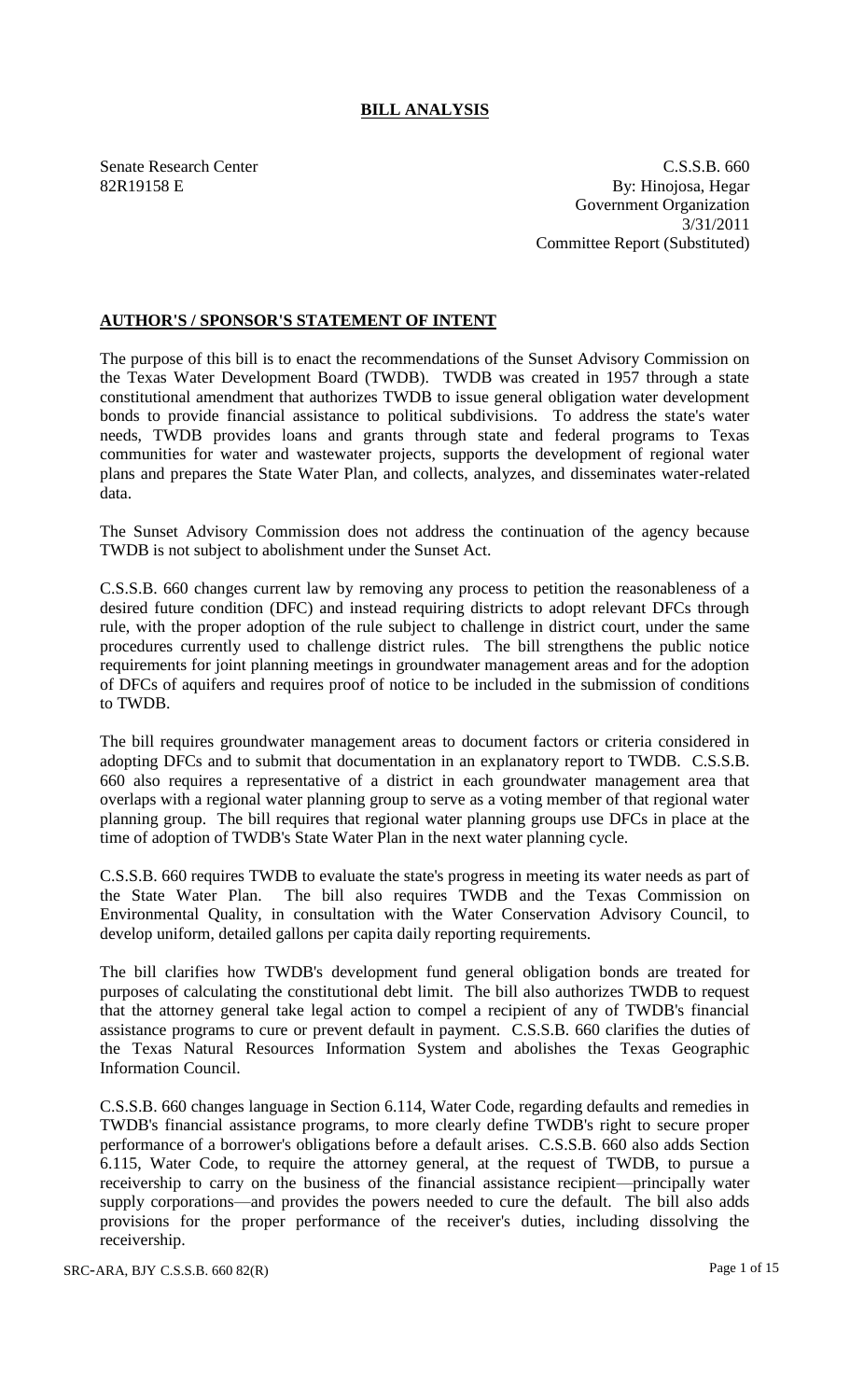# BILL ANALYSIS

Senate Research Center
82R19158 E

C.S.S.B. 660
By: Hinojosa, Hegar
Government Organization
3/31/2011
Committee Report (Substituted)

## AUTHOR'S / SPONSOR'S STATEMENT OF INTENT

The purpose of this bill is to enact the recommendations of the Sunset Advisory Commission on the Texas Water Development Board (TWDB). TWDB was created in 1957 through a state constitutional amendment that authorizes TWDB to issue general obligation water development bonds to provide financial assistance to political subdivisions. To address the state's water needs, TWDB provides loans and grants through state and federal programs to Texas communities for water and wastewater projects, supports the development of regional water plans and prepares the State Water Plan, and collects, analyzes, and disseminates water-related data.

The Sunset Advisory Commission does not address the continuation of the agency because TWDB is not subject to abolishment under the Sunset Act.

C.S.S.B. 660 changes current law by removing any process to petition the reasonableness of a desired future condition (DFC) and instead requiring districts to adopt relevant DFCs through rule, with the proper adoption of the rule subject to challenge in district court, under the same procedures currently used to challenge district rules. The bill strengthens the public notice requirements for joint planning meetings in groundwater management areas and for the adoption of DFCs of aquifers and requires proof of notice to be included in the submission of conditions to TWDB.

The bill requires groundwater management areas to document factors or criteria considered in adopting DFCs and to submit that documentation in an explanatory report to TWDB. C.S.S.B. 660 also requires a representative of a district in each groundwater management area that overlaps with a regional water planning group to serve as a voting member of that regional water planning group. The bill requires that regional water planning groups use DFCs in place at the time of adoption of TWDB's State Water Plan in the next water planning cycle.

C.S.S.B. 660 requires TWDB to evaluate the state's progress in meeting its water needs as part of the State Water Plan. The bill also requires TWDB and the Texas Commission on Environmental Quality, in consultation with the Water Conservation Advisory Council, to develop uniform, detailed gallons per capita daily reporting requirements.

The bill clarifies how TWDB's development fund general obligation bonds are treated for purposes of calculating the constitutional debt limit. The bill also authorizes TWDB to request that the attorney general take legal action to compel a recipient of any of TWDB's financial assistance programs to cure or prevent default in payment. C.S.S.B. 660 clarifies the duties of the Texas Natural Resources Information System and abolishes the Texas Geographic Information Council.

C.S.S.B. 660 changes language in Section 6.114, Water Code, regarding defaults and remedies in TWDB's financial assistance programs, to more clearly define TWDB's right to secure proper performance of a borrower's obligations before a default arises. C.S.S.B. 660 also adds Section 6.115, Water Code, to require the attorney general, at the request of TWDB, to pursue a receivership to carry on the business of the financial assistance recipient—principally water supply corporations—and provides the powers needed to cure the default. The bill also adds provisions for the proper performance of the receiver's duties, including dissolving the receivership.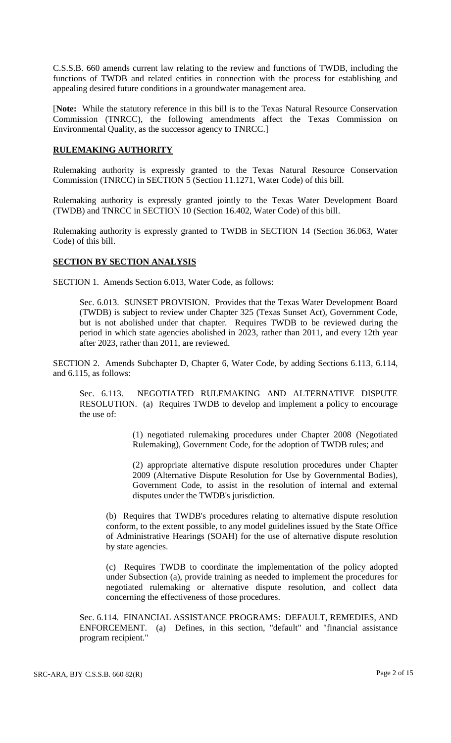C.S.S.B. 660 amends current law relating to the review and functions of TWDB, including the functions of TWDB and related entities in connection with the process for establishing and appealing desired future conditions in a groundwater management area.

[**Note:** While the statutory reference in this bill is to the Texas Natural Resource Conservation Commission (TNRCC), the following amendments affect the Texas Commission on Environmental Quality, as the successor agency to TNRCC.]

## RULEMAKING AUTHORITY

Rulemaking authority is expressly granted to the Texas Natural Resource Conservation Commission (TNRCC) in SECTION 5 (Section 11.1271, Water Code) of this bill.

Rulemaking authority is expressly granted jointly to the Texas Water Development Board (TWDB) and TNRCC in SECTION 10 (Section 16.402, Water Code) of this bill.

Rulemaking authority is expressly granted to TWDB in SECTION 14 (Section 36.063, Water Code) of this bill.

## SECTION BY SECTION ANALYSIS

SECTION 1. Amends Section 6.013, Water Code, as follows:

Sec. 6.013. SUNSET PROVISION. Provides that the Texas Water Development Board (TWDB) is subject to review under Chapter 325 (Texas Sunset Act), Government Code, but is not abolished under that chapter. Requires TWDB to be reviewed during the period in which state agencies abolished in 2023, rather than 2011, and every 12th year after 2023, rather than 2011, are reviewed.

SECTION 2. Amends Subchapter D, Chapter 6, Water Code, by adding Sections 6.113, 6.114, and 6.115, as follows:

Sec. 6.113. NEGOTIATED RULEMAKING AND ALTERNATIVE DISPUTE RESOLUTION. (a) Requires TWDB to develop and implement a policy to encourage the use of:

(1) negotiated rulemaking procedures under Chapter 2008 (Negotiated Rulemaking), Government Code, for the adoption of TWDB rules; and

(2) appropriate alternative dispute resolution procedures under Chapter 2009 (Alternative Dispute Resolution for Use by Governmental Bodies), Government Code, to assist in the resolution of internal and external disputes under the TWDB's jurisdiction.

(b) Requires that TWDB's procedures relating to alternative dispute resolution conform, to the extent possible, to any model guidelines issued by the State Office of Administrative Hearings (SOAH) for the use of alternative dispute resolution by state agencies.

(c) Requires TWDB to coordinate the implementation of the policy adopted under Subsection (a), provide training as needed to implement the procedures for negotiated rulemaking or alternative dispute resolution, and collect data concerning the effectiveness of those procedures.

Sec. 6.114. FINANCIAL ASSISTANCE PROGRAMS: DEFAULT, REMEDIES, AND ENFORCEMENT. (a) Defines, in this section, "default" and "financial assistance program recipient."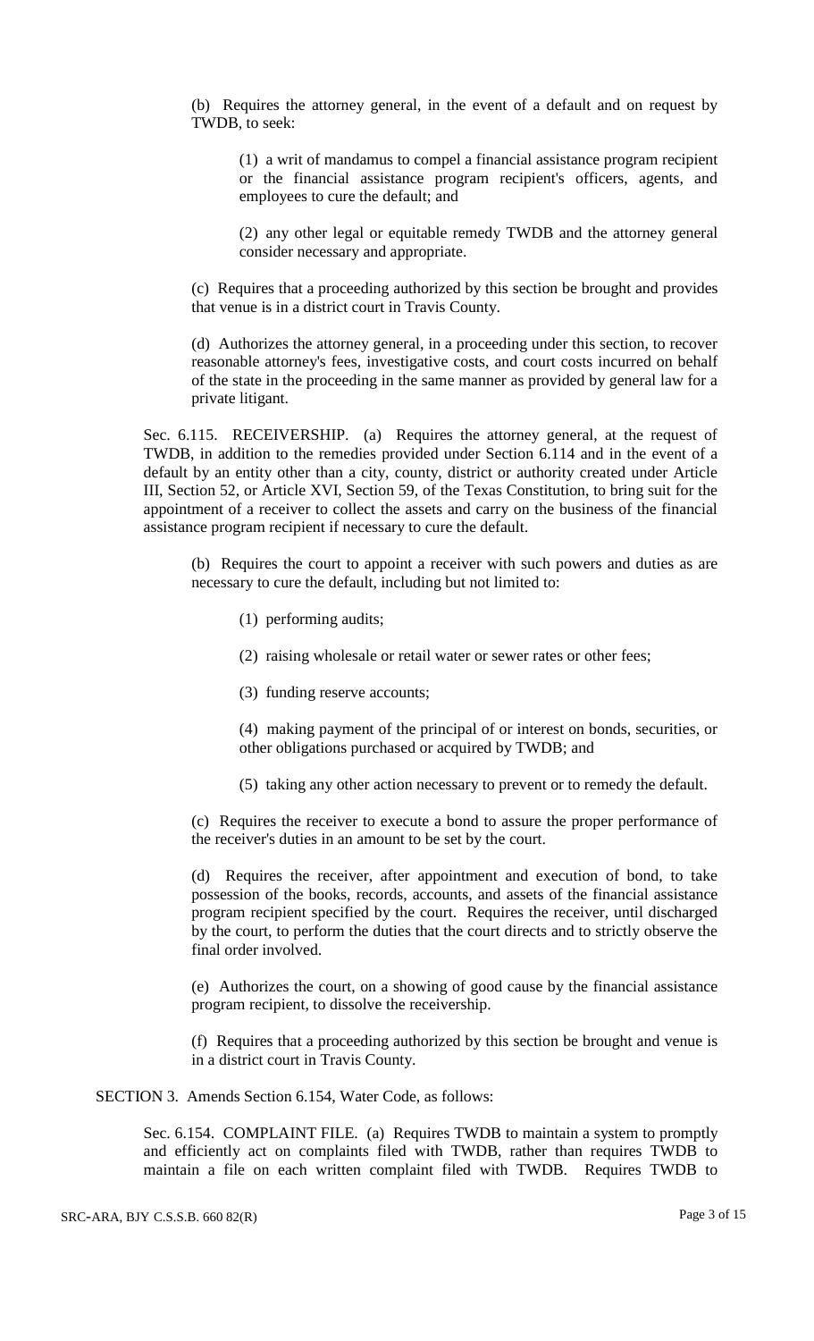(b) Requires the attorney general, in the event of a default and on request by TWDB, to seek:

(1) a writ of mandamus to compel a financial assistance program recipient or the financial assistance program recipient's officers, agents, and employees to cure the default; and

(2) any other legal or equitable remedy TWDB and the attorney general consider necessary and appropriate.

(c) Requires that a proceeding authorized by this section be brought and provides that venue is in a district court in Travis County.

(d) Authorizes the attorney general, in a proceeding under this section, to recover reasonable attorney's fees, investigative costs, and court costs incurred on behalf of the state in the proceeding in the same manner as provided by general law for a private litigant.

Sec. 6.115. RECEIVERSHIP. (a) Requires the attorney general, at the request of TWDB, in addition to the remedies provided under Section 6.114 and in the event of a default by an entity other than a city, county, district or authority created under Article III, Section 52, or Article XVI, Section 59, of the Texas Constitution, to bring suit for the appointment of a receiver to collect the assets and carry on the business of the financial assistance program recipient if necessary to cure the default.

(b) Requires the court to appoint a receiver with such powers and duties as are necessary to cure the default, including but not limited to:

(1) performing audits;

(2) raising wholesale or retail water or sewer rates or other fees;

(3) funding reserve accounts;

(4) making payment of the principal of or interest on bonds, securities, or other obligations purchased or acquired by TWDB; and

(5) taking any other action necessary to prevent or to remedy the default.

(c) Requires the receiver to execute a bond to assure the proper performance of the receiver's duties in an amount to be set by the court.

(d) Requires the receiver, after appointment and execution of bond, to take possession of the books, records, accounts, and assets of the financial assistance program recipient specified by the court. Requires the receiver, until discharged by the court, to perform the duties that the court directs and to strictly observe the final order involved.

(e) Authorizes the court, on a showing of good cause by the financial assistance program recipient, to dissolve the receivership.

(f) Requires that a proceeding authorized by this section be brought and venue is in a district court in Travis County.

SECTION 3. Amends Section 6.154, Water Code, as follows:

Sec. 6.154. COMPLAINT FILE. (a) Requires TWDB to maintain a system to promptly and efficiently act on complaints filed with TWDB, rather than requires TWDB to maintain a file on each written complaint filed with TWDB. Requires TWDB to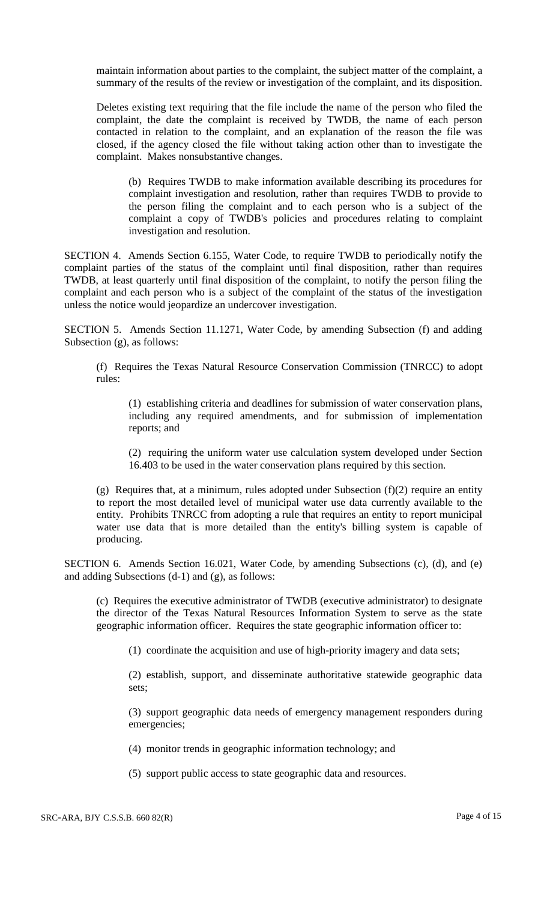maintain information about parties to the complaint, the subject matter of the complaint, a summary of the results of the review or investigation of the complaint, and its disposition.

Deletes existing text requiring that the file include the name of the person who filed the complaint, the date the complaint is received by TWDB, the name of each person contacted in relation to the complaint, and an explanation of the reason the file was closed, if the agency closed the file without taking action other than to investigate the complaint. Makes nonsubstantive changes.

(b) Requires TWDB to make information available describing its procedures for complaint investigation and resolution, rather than requires TWDB to provide to the person filing the complaint and to each person who is a subject of the complaint a copy of TWDB's policies and procedures relating to complaint investigation and resolution.

SECTION 4. Amends Section 6.155, Water Code, to require TWDB to periodically notify the complaint parties of the status of the complaint until final disposition, rather than requires TWDB, at least quarterly until final disposition of the complaint, to notify the person filing the complaint and each person who is a subject of the complaint of the status of the investigation unless the notice would jeopardize an undercover investigation.

SECTION 5. Amends Section 11.1271, Water Code, by amending Subsection (f) and adding Subsection (g), as follows:

(f) Requires the Texas Natural Resource Conservation Commission (TNRCC) to adopt rules:

(1) establishing criteria and deadlines for submission of water conservation plans, including any required amendments, and for submission of implementation reports; and

(2) requiring the uniform water use calculation system developed under Section 16.403 to be used in the water conservation plans required by this section.

(g) Requires that, at a minimum, rules adopted under Subsection (f)(2) require an entity to report the most detailed level of municipal water use data currently available to the entity. Prohibits TNRCC from adopting a rule that requires an entity to report municipal water use data that is more detailed than the entity's billing system is capable of producing.

SECTION 6. Amends Section 16.021, Water Code, by amending Subsections (c), (d), and (e) and adding Subsections (d-1) and (g), as follows:

(c) Requires the executive administrator of TWDB (executive administrator) to designate the director of the Texas Natural Resources Information System to serve as the state geographic information officer. Requires the state geographic information officer to:

(1) coordinate the acquisition and use of high-priority imagery and data sets;

(2) establish, support, and disseminate authoritative statewide geographic data sets;

(3) support geographic data needs of emergency management responders during emergencies;

(4) monitor trends in geographic information technology; and

(5) support public access to state geographic data and resources.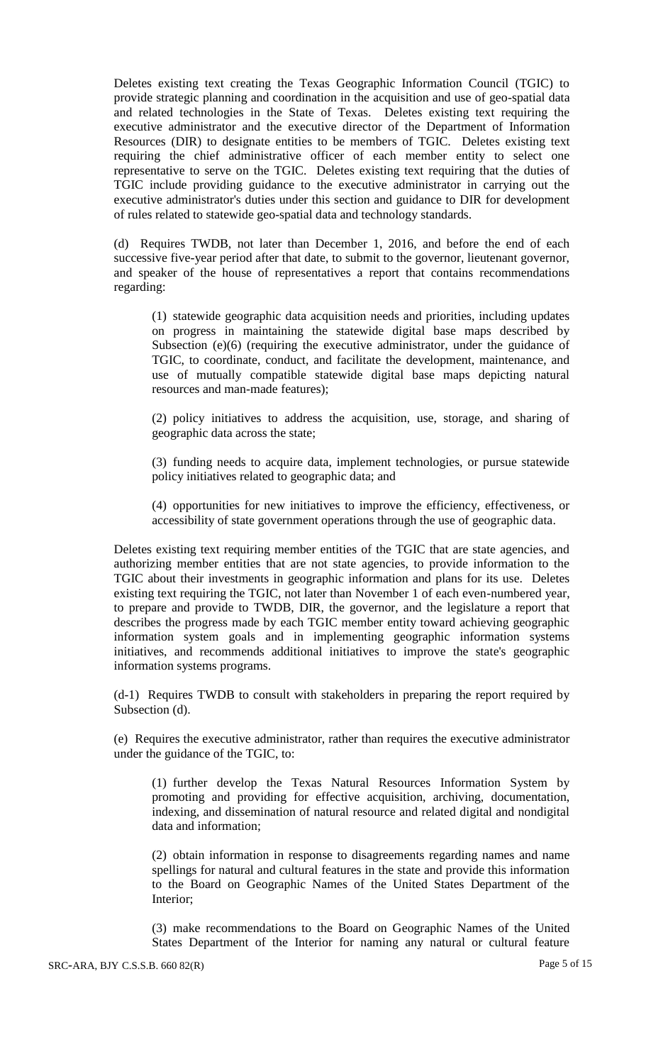Deletes existing text creating the Texas Geographic Information Council (TGIC) to provide strategic planning and coordination in the acquisition and use of geo-spatial data and related technologies in the State of Texas. Deletes existing text requiring the executive administrator and the executive director of the Department of Information Resources (DIR) to designate entities to be members of TGIC. Deletes existing text requiring the chief administrative officer of each member entity to select one representative to serve on the TGIC. Deletes existing text requiring that the duties of TGIC include providing guidance to the executive administrator in carrying out the executive administrator's duties under this section and guidance to DIR for development of rules related to statewide geo-spatial data and technology standards.

(d) Requires TWDB, not later than December 1, 2016, and before the end of each successive five-year period after that date, to submit to the governor, lieutenant governor, and speaker of the house of representatives a report that contains recommendations regarding:

> (1) statewide geographic data acquisition needs and priorities, including updates on progress in maintaining the statewide digital base maps described by Subsection (e)(6) (requiring the executive administrator, under the guidance of TGIC, to coordinate, conduct, and facilitate the development, maintenance, and use of mutually compatible statewide digital base maps depicting natural resources and man-made features);
>
> (2) policy initiatives to address the acquisition, use, storage, and sharing of geographic data across the state;
>
> (3) funding needs to acquire data, implement technologies, or pursue statewide policy initiatives related to geographic data; and
>
> (4) opportunities for new initiatives to improve the efficiency, effectiveness, or accessibility of state government operations through the use of geographic data.

Deletes existing text requiring member entities of the TGIC that are state agencies, and authorizing member entities that are not state agencies, to provide information to the TGIC about their investments in geographic information and plans for its use. Deletes existing text requiring the TGIC, not later than November 1 of each even-numbered year, to prepare and provide to TWDB, DIR, the governor, and the legislature a report that describes the progress made by each TGIC member entity toward achieving geographic information system goals and in implementing geographic information systems initiatives, and recommends additional initiatives to improve the state's geographic information systems programs.

(d-1) Requires TWDB to consult with stakeholders in preparing the report required by Subsection (d).

(e) Requires the executive administrator, rather than requires the executive administrator under the guidance of the TGIC, to:

> (1) further develop the Texas Natural Resources Information System by promoting and providing for effective acquisition, archiving, documentation, indexing, and dissemination of natural resource and related digital and nondigital data and information;
>
> (2) obtain information in response to disagreements regarding names and name spellings for natural and cultural features in the state and provide this information to the Board on Geographic Names of the United States Department of the Interior;
>
> (3) make recommendations to the Board on Geographic Names of the United States Department of the Interior for naming any natural or cultural feature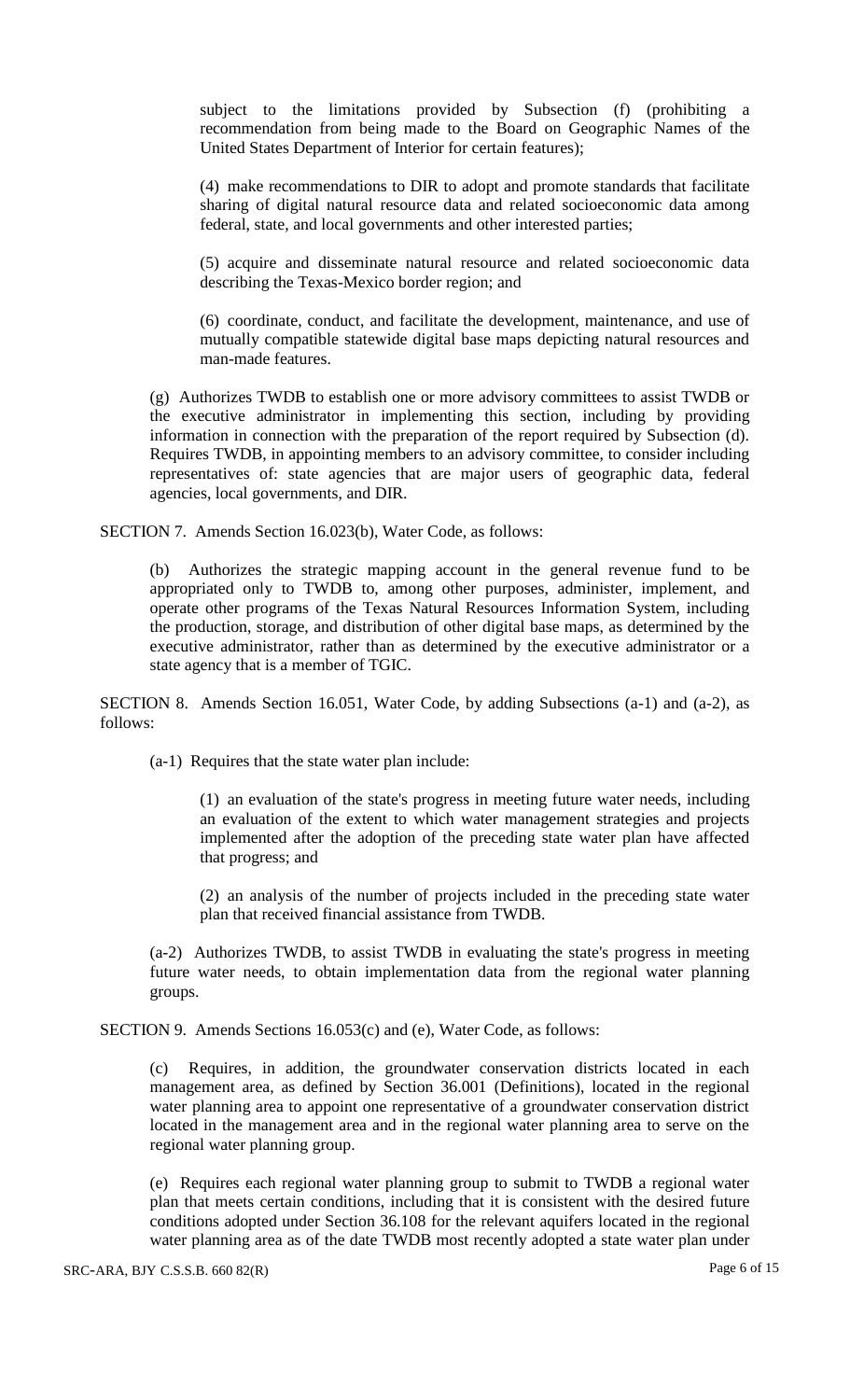subject to the limitations provided by Subsection (f) (prohibiting a recommendation from being made to the Board on Geographic Names of the United States Department of Interior for certain features);

(4) make recommendations to DIR to adopt and promote standards that facilitate sharing of digital natural resource data and related socioeconomic data among federal, state, and local governments and other interested parties;

(5) acquire and disseminate natural resource and related socioeconomic data describing the Texas-Mexico border region; and

(6) coordinate, conduct, and facilitate the development, maintenance, and use of mutually compatible statewide digital base maps depicting natural resources and man-made features.

(g) Authorizes TWDB to establish one or more advisory committees to assist TWDB or the executive administrator in implementing this section, including by providing information in connection with the preparation of the report required by Subsection (d). Requires TWDB, in appointing members to an advisory committee, to consider including representatives of: state agencies that are major users of geographic data, federal agencies, local governments, and DIR.

SECTION 7. Amends Section 16.023(b), Water Code, as follows:

(b) Authorizes the strategic mapping account in the general revenue fund to be appropriated only to TWDB to, among other purposes, administer, implement, and operate other programs of the Texas Natural Resources Information System, including the production, storage, and distribution of other digital base maps, as determined by the executive administrator, rather than as determined by the executive administrator or a state agency that is a member of TGIC.

SECTION 8. Amends Section 16.051, Water Code, by adding Subsections (a-1) and (a-2), as follows:

(a-1) Requires that the state water plan include:

(1) an evaluation of the state's progress in meeting future water needs, including an evaluation of the extent to which water management strategies and projects implemented after the adoption of the preceding state water plan have affected that progress; and

(2) an analysis of the number of projects included in the preceding state water plan that received financial assistance from TWDB.

(a-2) Authorizes TWDB, to assist TWDB in evaluating the state's progress in meeting future water needs, to obtain implementation data from the regional water planning groups.

SECTION 9. Amends Sections 16.053(c) and (e), Water Code, as follows:

(c) Requires, in addition, the groundwater conservation districts located in each management area, as defined by Section 36.001 (Definitions), located in the regional water planning area to appoint one representative of a groundwater conservation district located in the management area and in the regional water planning area to serve on the regional water planning group.

(e) Requires each regional water planning group to submit to TWDB a regional water plan that meets certain conditions, including that it is consistent with the desired future conditions adopted under Section 36.108 for the relevant aquifers located in the regional water planning area as of the date TWDB most recently adopted a state water plan under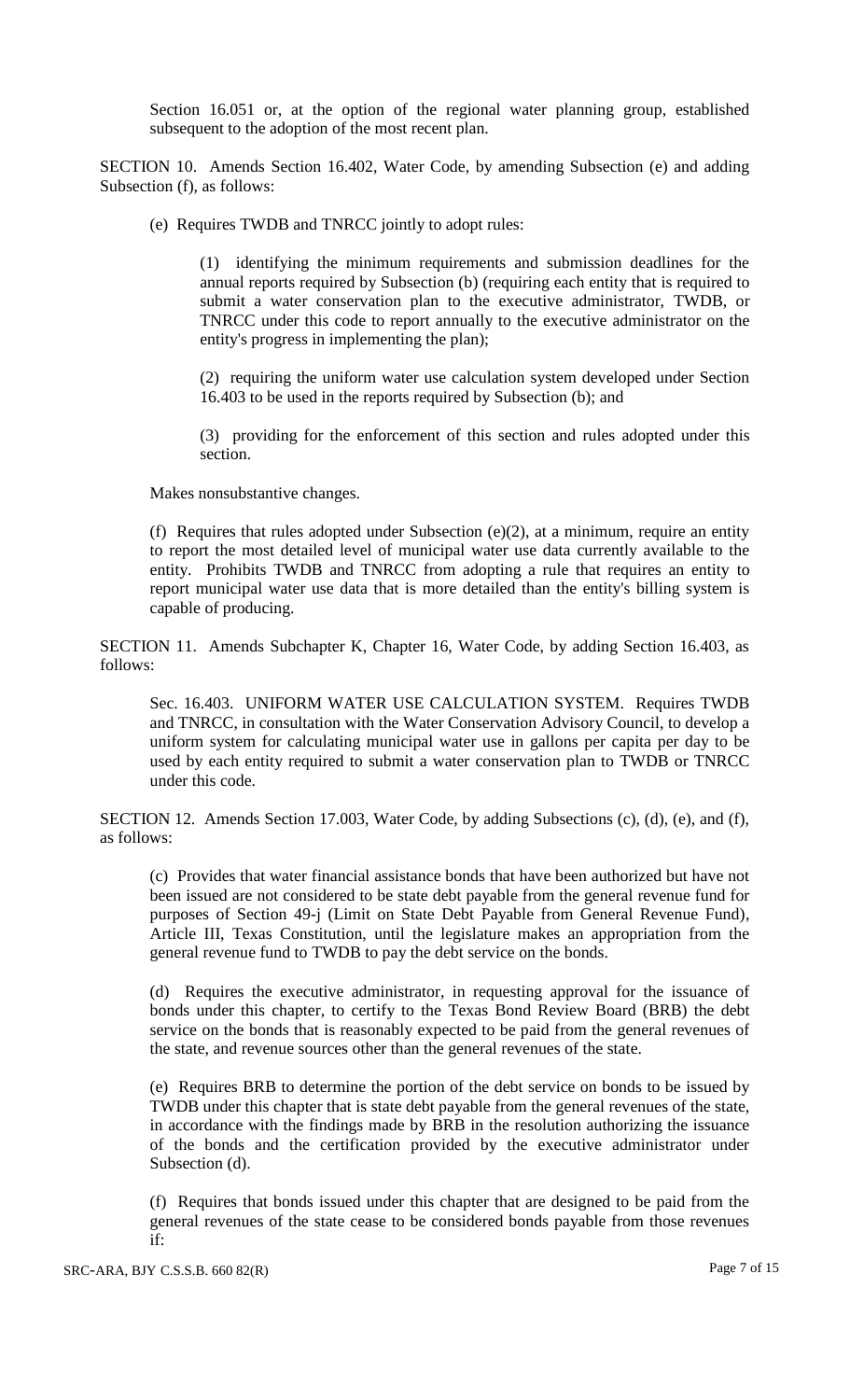Section 16.051 or, at the option of the regional water planning group, established subsequent to the adoption of the most recent plan.

SECTION 10. Amends Section 16.402, Water Code, by amending Subsection (e) and adding Subsection (f), as follows:

(e) Requires TWDB and TNRCC jointly to adopt rules:

(1) identifying the minimum requirements and submission deadlines for the annual reports required by Subsection (b) (requiring each entity that is required to submit a water conservation plan to the executive administrator, TWDB, or TNRCC under this code to report annually to the executive administrator on the entity's progress in implementing the plan);

(2) requiring the uniform water use calculation system developed under Section 16.403 to be used in the reports required by Subsection (b); and

(3) providing for the enforcement of this section and rules adopted under this section.

Makes nonsubstantive changes.

(f) Requires that rules adopted under Subsection (e)(2), at a minimum, require an entity to report the most detailed level of municipal water use data currently available to the entity. Prohibits TWDB and TNRCC from adopting a rule that requires an entity to report municipal water use data that is more detailed than the entity's billing system is capable of producing.

SECTION 11. Amends Subchapter K, Chapter 16, Water Code, by adding Section 16.403, as follows:

Sec. 16.403. UNIFORM WATER USE CALCULATION SYSTEM. Requires TWDB and TNRCC, in consultation with the Water Conservation Advisory Council, to develop a uniform system for calculating municipal water use in gallons per capita per day to be used by each entity required to submit a water conservation plan to TWDB or TNRCC under this code.

SECTION 12. Amends Section 17.003, Water Code, by adding Subsections (c), (d), (e), and (f), as follows:

(c) Provides that water financial assistance bonds that have been authorized but have not been issued are not considered to be state debt payable from the general revenue fund for purposes of Section 49-j (Limit on State Debt Payable from General Revenue Fund), Article III, Texas Constitution, until the legislature makes an appropriation from the general revenue fund to TWDB to pay the debt service on the bonds.

(d) Requires the executive administrator, in requesting approval for the issuance of bonds under this chapter, to certify to the Texas Bond Review Board (BRB) the debt service on the bonds that is reasonably expected to be paid from the general revenues of the state, and revenue sources other than the general revenues of the state.

(e) Requires BRB to determine the portion of the debt service on bonds to be issued by TWDB under this chapter that is state debt payable from the general revenues of the state, in accordance with the findings made by BRB in the resolution authorizing the issuance of the bonds and the certification provided by the executive administrator under Subsection (d).

(f) Requires that bonds issued under this chapter that are designed to be paid from the general revenues of the state cease to be considered bonds payable from those revenues if: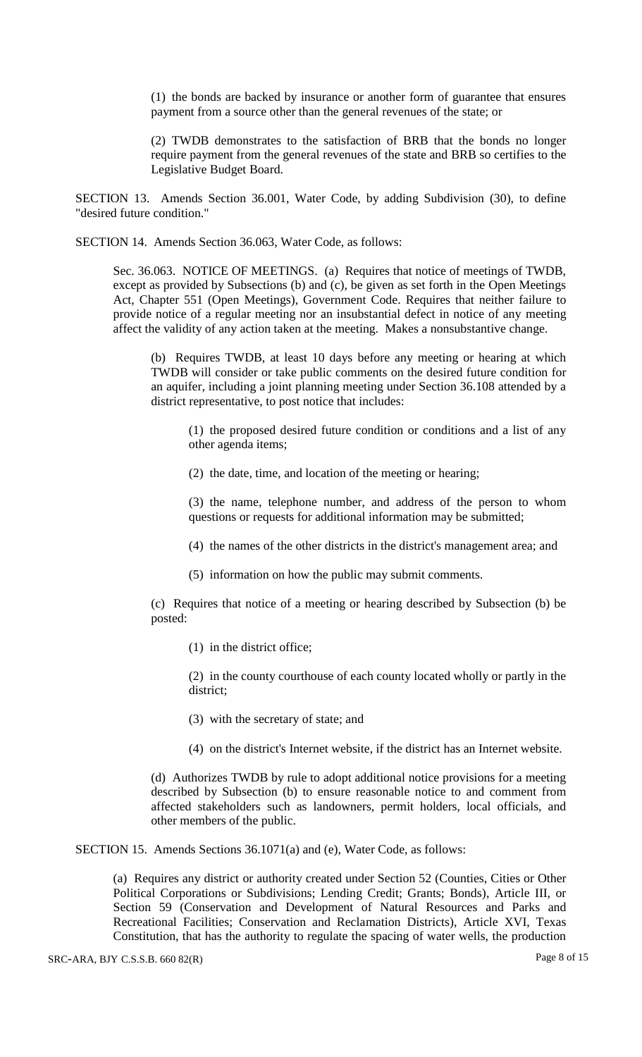(1) the bonds are backed by insurance or another form of guarantee that ensures payment from a source other than the general revenues of the state; or

(2) TWDB demonstrates to the satisfaction of BRB that the bonds no longer require payment from the general revenues of the state and BRB so certifies to the Legislative Budget Board.

SECTION 13. Amends Section 36.001, Water Code, by adding Subdivision (30), to define "desired future condition."

SECTION 14. Amends Section 36.063, Water Code, as follows:

Sec. 36.063. NOTICE OF MEETINGS. (a) Requires that notice of meetings of TWDB, except as provided by Subsections (b) and (c), be given as set forth in the Open Meetings Act, Chapter 551 (Open Meetings), Government Code. Requires that neither failure to provide notice of a regular meeting nor an insubstantial defect in notice of any meeting affect the validity of any action taken at the meeting. Makes a nonsubstantive change.

(b) Requires TWDB, at least 10 days before any meeting or hearing at which TWDB will consider or take public comments on the desired future condition for an aquifer, including a joint planning meeting under Section 36.108 attended by a district representative, to post notice that includes:

(1) the proposed desired future condition or conditions and a list of any other agenda items;

(2) the date, time, and location of the meeting or hearing;

(3) the name, telephone number, and address of the person to whom questions or requests for additional information may be submitted;

(4) the names of the other districts in the district's management area; and

(5) information on how the public may submit comments.

(c) Requires that notice of a meeting or hearing described by Subsection (b) be posted:

(1) in the district office;

(2) in the county courthouse of each county located wholly or partly in the district;

(3) with the secretary of state; and

(4) on the district's Internet website, if the district has an Internet website.

(d) Authorizes TWDB by rule to adopt additional notice provisions for a meeting described by Subsection (b) to ensure reasonable notice to and comment from affected stakeholders such as landowners, permit holders, local officials, and other members of the public.

SECTION 15. Amends Sections 36.1071(a) and (e), Water Code, as follows:

(a) Requires any district or authority created under Section 52 (Counties, Cities or Other Political Corporations or Subdivisions; Lending Credit; Grants; Bonds), Article III, or Section 59 (Conservation and Development of Natural Resources and Parks and Recreational Facilities; Conservation and Reclamation Districts), Article XVI, Texas Constitution, that has the authority to regulate the spacing of water wells, the production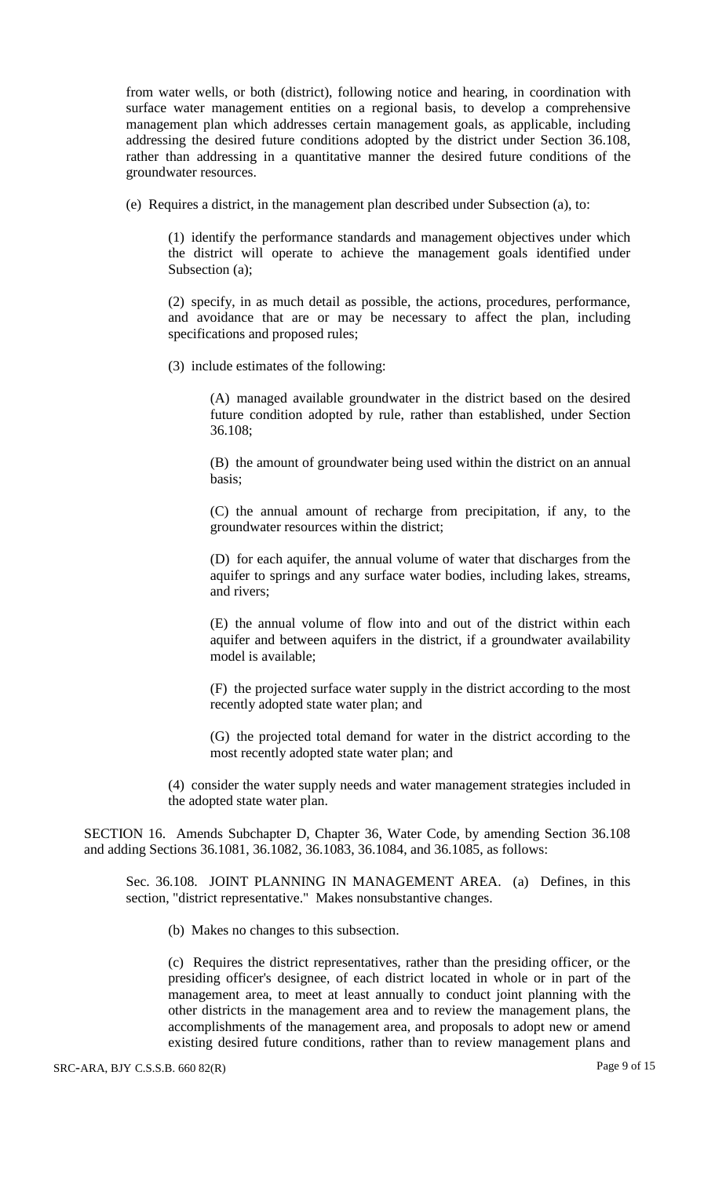from water wells, or both (district), following notice and hearing, in coordination with surface water management entities on a regional basis, to develop a comprehensive management plan which addresses certain management goals, as applicable, including addressing the desired future conditions adopted by the district under Section 36.108, rather than addressing in a quantitative manner the desired future conditions of the groundwater resources.

(e) Requires a district, in the management plan described under Subsection (a), to:

(1) identify the performance standards and management objectives under which the district will operate to achieve the management goals identified under Subsection (a);

(2) specify, in as much detail as possible, the actions, procedures, performance, and avoidance that are or may be necessary to affect the plan, including specifications and proposed rules;

(3) include estimates of the following:

(A) managed available groundwater in the district based on the desired future condition adopted by rule, rather than established, under Section 36.108;

(B) the amount of groundwater being used within the district on an annual basis;

(C) the annual amount of recharge from precipitation, if any, to the groundwater resources within the district;

(D) for each aquifer, the annual volume of water that discharges from the aquifer to springs and any surface water bodies, including lakes, streams, and rivers;

(E) the annual volume of flow into and out of the district within each aquifer and between aquifers in the district, if a groundwater availability model is available;

(F) the projected surface water supply in the district according to the most recently adopted state water plan; and

(G) the projected total demand for water in the district according to the most recently adopted state water plan; and

(4) consider the water supply needs and water management strategies included in the adopted state water plan.

SECTION 16. Amends Subchapter D, Chapter 36, Water Code, by amending Section 36.108 and adding Sections 36.1081, 36.1082, 36.1083, 36.1084, and 36.1085, as follows:

Sec. 36.108. JOINT PLANNING IN MANAGEMENT AREA. (a) Defines, in this section, "district representative." Makes nonsubstantive changes.

(b) Makes no changes to this subsection.

(c) Requires the district representatives, rather than the presiding officer, or the presiding officer's designee, of each district located in whole or in part of the management area, to meet at least annually to conduct joint planning with the other districts in the management area and to review the management plans, the accomplishments of the management area, and proposals to adopt new or amend existing desired future conditions, rather than to review management plans and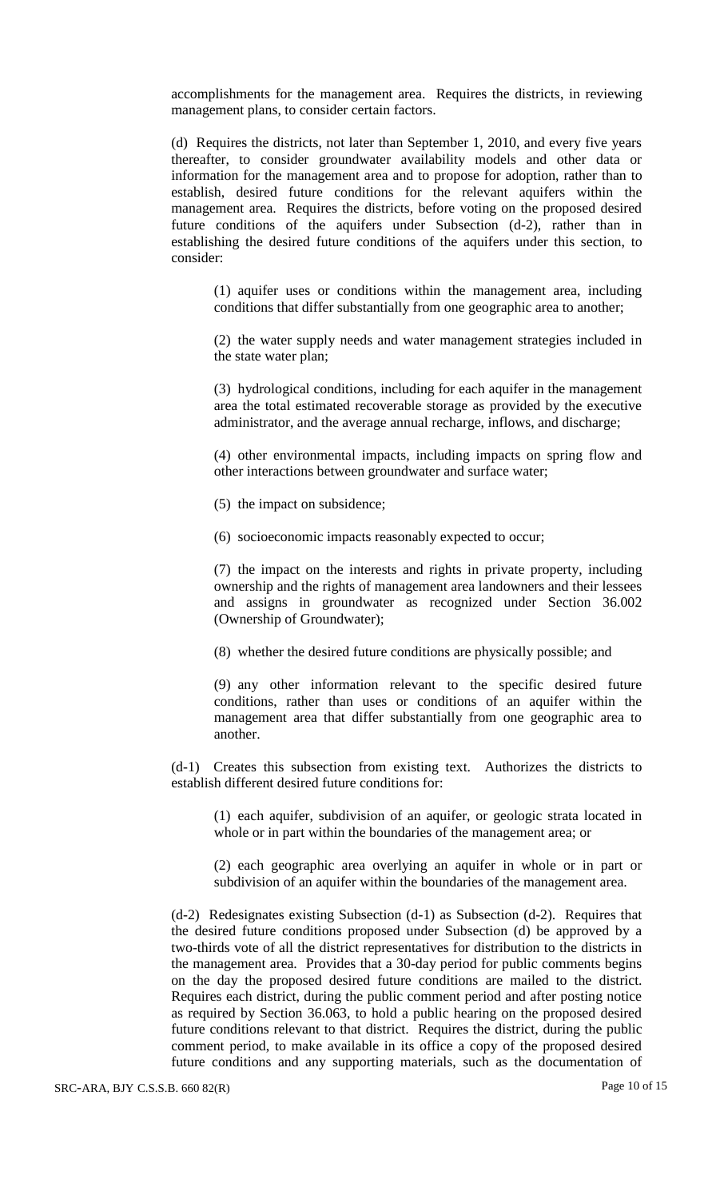accomplishments for the management area. Requires the districts, in reviewing management plans, to consider certain factors.

(d) Requires the districts, not later than September 1, 2010, and every five years thereafter, to consider groundwater availability models and other data or information for the management area and to propose for adoption, rather than to establish, desired future conditions for the relevant aquifers within the management area. Requires the districts, before voting on the proposed desired future conditions of the aquifers under Subsection (d-2), rather than in establishing the desired future conditions of the aquifers under this section, to consider:

(1) aquifer uses or conditions within the management area, including conditions that differ substantially from one geographic area to another;

(2) the water supply needs and water management strategies included in the state water plan;

(3) hydrological conditions, including for each aquifer in the management area the total estimated recoverable storage as provided by the executive administrator, and the average annual recharge, inflows, and discharge;

(4) other environmental impacts, including impacts on spring flow and other interactions between groundwater and surface water;

(5) the impact on subsidence;

(6) socioeconomic impacts reasonably expected to occur;

(7) the impact on the interests and rights in private property, including ownership and the rights of management area landowners and their lessees and assigns in groundwater as recognized under Section 36.002 (Ownership of Groundwater);

(8) whether the desired future conditions are physically possible; and

(9) any other information relevant to the specific desired future conditions, rather than uses or conditions of an aquifer within the management area that differ substantially from one geographic area to another.

(d-1) Creates this subsection from existing text. Authorizes the districts to establish different desired future conditions for:

(1) each aquifer, subdivision of an aquifer, or geologic strata located in whole or in part within the boundaries of the management area; or

(2) each geographic area overlying an aquifer in whole or in part or subdivision of an aquifer within the boundaries of the management area.

(d-2) Redesignates existing Subsection (d-1) as Subsection (d-2). Requires that the desired future conditions proposed under Subsection (d) be approved by a two-thirds vote of all the district representatives for distribution to the districts in the management area. Provides that a 30-day period for public comments begins on the day the proposed desired future conditions are mailed to the district. Requires each district, during the public comment period and after posting notice as required by Section 36.063, to hold a public hearing on the proposed desired future conditions relevant to that district. Requires the district, during the public comment period, to make available in its office a copy of the proposed desired future conditions and any supporting materials, such as the documentation of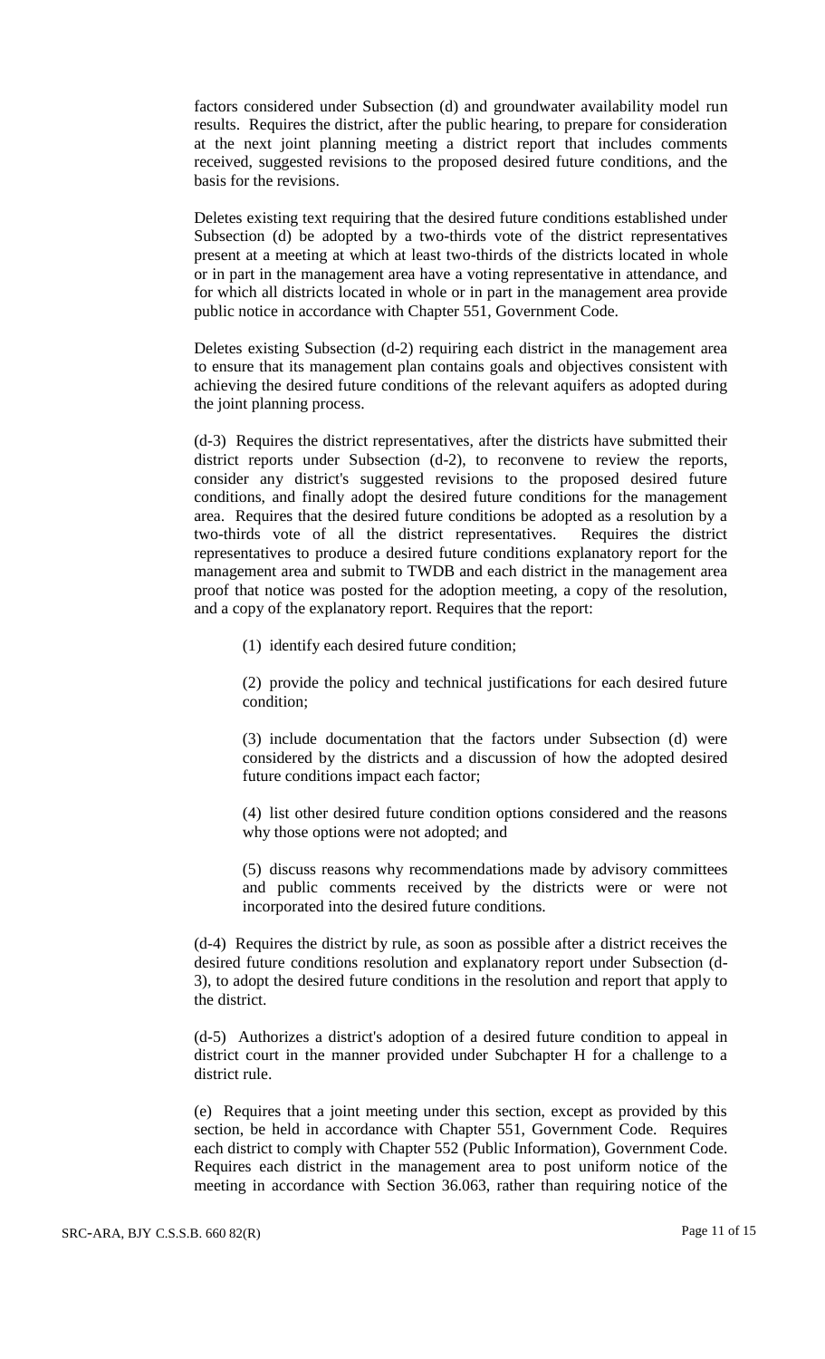factors considered under Subsection (d) and groundwater availability model run results. Requires the district, after the public hearing, to prepare for consideration at the next joint planning meeting a district report that includes comments received, suggested revisions to the proposed desired future conditions, and the basis for the revisions.

Deletes existing text requiring that the desired future conditions established under Subsection (d) be adopted by a two-thirds vote of the district representatives present at a meeting at which at least two-thirds of the districts located in whole or in part in the management area have a voting representative in attendance, and for which all districts located in whole or in part in the management area provide public notice in accordance with Chapter 551, Government Code.

Deletes existing Subsection (d-2) requiring each district in the management area to ensure that its management plan contains goals and objectives consistent with achieving the desired future conditions of the relevant aquifers as adopted during the joint planning process.

(d-3) Requires the district representatives, after the districts have submitted their district reports under Subsection (d-2), to reconvene to review the reports, consider any district's suggested revisions to the proposed desired future conditions, and finally adopt the desired future conditions for the management area. Requires that the desired future conditions be adopted as a resolution by a two-thirds vote of all the district representatives. Requires the district representatives to produce a desired future conditions explanatory report for the management area and submit to TWDB and each district in the management area proof that notice was posted for the adoption meeting, a copy of the resolution, and a copy of the explanatory report. Requires that the report:

(1) identify each desired future condition;

(2) provide the policy and technical justifications for each desired future condition;

(3) include documentation that the factors under Subsection (d) were considered by the districts and a discussion of how the adopted desired future conditions impact each factor;

(4) list other desired future condition options considered and the reasons why those options were not adopted; and

(5) discuss reasons why recommendations made by advisory committees and public comments received by the districts were or were not incorporated into the desired future conditions.

(d-4) Requires the district by rule, as soon as possible after a district receives the desired future conditions resolution and explanatory report under Subsection (d-3), to adopt the desired future conditions in the resolution and report that apply to the district.

(d-5) Authorizes a district's adoption of a desired future condition to appeal in district court in the manner provided under Subchapter H for a challenge to a district rule.

(e) Requires that a joint meeting under this section, except as provided by this section, be held in accordance with Chapter 551, Government Code. Requires each district to comply with Chapter 552 (Public Information), Government Code. Requires each district in the management area to post uniform notice of the meeting in accordance with Section 36.063, rather than requiring notice of the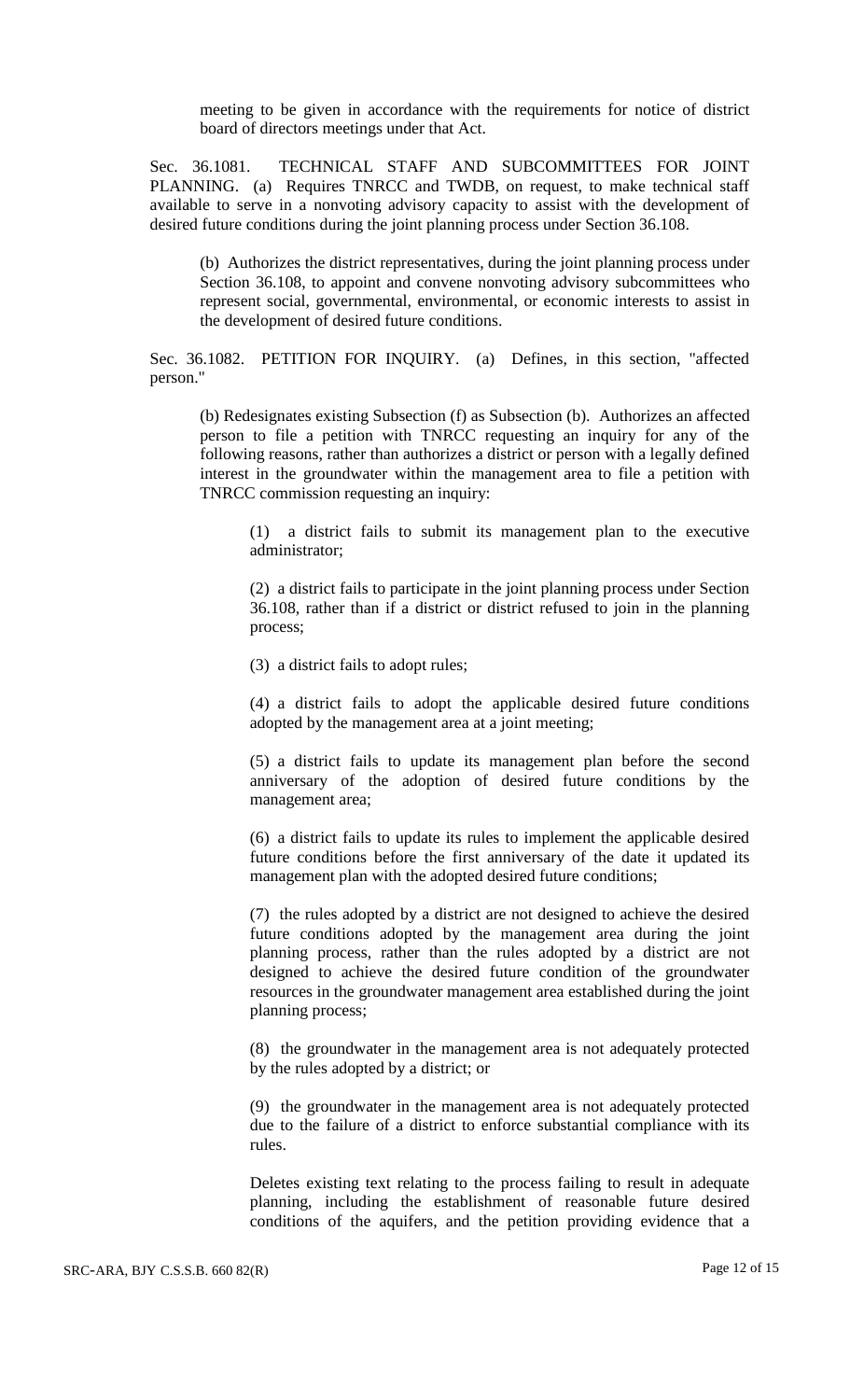meeting to be given in accordance with the requirements for notice of district board of directors meetings under that Act.

Sec. 36.1081. TECHNICAL STAFF AND SUBCOMMITTEES FOR JOINT PLANNING. (a) Requires TNRCC and TWDB, on request, to make technical staff available to serve in a nonvoting advisory capacity to assist with the development of desired future conditions during the joint planning process under Section 36.108.

(b) Authorizes the district representatives, during the joint planning process under Section 36.108, to appoint and convene nonvoting advisory subcommittees who represent social, governmental, environmental, or economic interests to assist in the development of desired future conditions.

Sec. 36.1082. PETITION FOR INQUIRY. (a) Defines, in this section, "affected person."

(b) Redesignates existing Subsection (f) as Subsection (b). Authorizes an affected person to file a petition with TNRCC requesting an inquiry for any of the following reasons, rather than authorizes a district or person with a legally defined interest in the groundwater within the management area to file a petition with TNRCC commission requesting an inquiry:

(1) a district fails to submit its management plan to the executive administrator;

(2) a district fails to participate in the joint planning process under Section 36.108, rather than if a district or district refused to join in the planning process;

(3) a district fails to adopt rules;

(4) a district fails to adopt the applicable desired future conditions adopted by the management area at a joint meeting;

(5) a district fails to update its management plan before the second anniversary of the adoption of desired future conditions by the management area;

(6) a district fails to update its rules to implement the applicable desired future conditions before the first anniversary of the date it updated its management plan with the adopted desired future conditions;

(7) the rules adopted by a district are not designed to achieve the desired future conditions adopted by the management area during the joint planning process, rather than the rules adopted by a district are not designed to achieve the desired future condition of the groundwater resources in the groundwater management area established during the joint planning process;

(8) the groundwater in the management area is not adequately protected by the rules adopted by a district; or

(9) the groundwater in the management area is not adequately protected due to the failure of a district to enforce substantial compliance with its rules.

Deletes existing text relating to the process failing to result in adequate planning, including the establishment of reasonable future desired conditions of the aquifers, and the petition providing evidence that a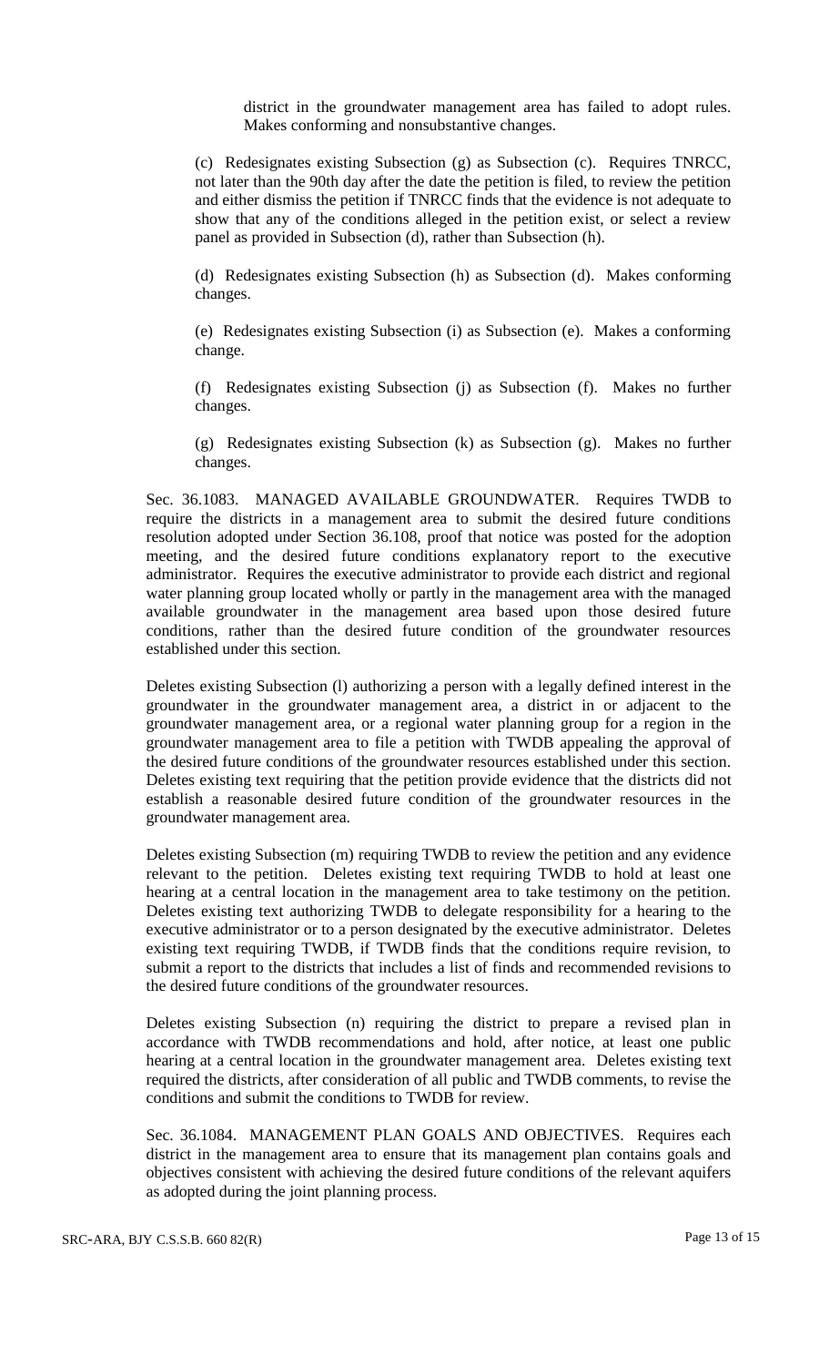district in the groundwater management area has failed to adopt rules. Makes conforming and nonsubstantive changes.

(c) Redesignates existing Subsection (g) as Subsection (c). Requires TNRCC, not later than the 90th day after the date the petition is filed, to review the petition and either dismiss the petition if TNRCC finds that the evidence is not adequate to show that any of the conditions alleged in the petition exist, or select a review panel as provided in Subsection (d), rather than Subsection (h).

(d) Redesignates existing Subsection (h) as Subsection (d). Makes conforming changes.

(e) Redesignates existing Subsection (i) as Subsection (e). Makes a conforming change.

(f) Redesignates existing Subsection (j) as Subsection (f). Makes no further changes.

(g) Redesignates existing Subsection (k) as Subsection (g). Makes no further changes.

Sec. 36.1083. MANAGED AVAILABLE GROUNDWATER. Requires TWDB to require the districts in a management area to submit the desired future conditions resolution adopted under Section 36.108, proof that notice was posted for the adoption meeting, and the desired future conditions explanatory report to the executive administrator. Requires the executive administrator to provide each district and regional water planning group located wholly or partly in the management area with the managed available groundwater in the management area based upon those desired future conditions, rather than the desired future condition of the groundwater resources established under this section.

Deletes existing Subsection (l) authorizing a person with a legally defined interest in the groundwater in the groundwater management area, a district in or adjacent to the groundwater management area, or a regional water planning group for a region in the groundwater management area to file a petition with TWDB appealing the approval of the desired future conditions of the groundwater resources established under this section. Deletes existing text requiring that the petition provide evidence that the districts did not establish a reasonable desired future condition of the groundwater resources in the groundwater management area.

Deletes existing Subsection (m) requiring TWDB to review the petition and any evidence relevant to the petition. Deletes existing text requiring TWDB to hold at least one hearing at a central location in the management area to take testimony on the petition. Deletes existing text authorizing TWDB to delegate responsibility for a hearing to the executive administrator or to a person designated by the executive administrator. Deletes existing text requiring TWDB, if TWDB finds that the conditions require revision, to submit a report to the districts that includes a list of finds and recommended revisions to the desired future conditions of the groundwater resources.

Deletes existing Subsection (n) requiring the district to prepare a revised plan in accordance with TWDB recommendations and hold, after notice, at least one public hearing at a central location in the groundwater management area. Deletes existing text required the districts, after consideration of all public and TWDB comments, to revise the conditions and submit the conditions to TWDB for review.

Sec. 36.1084. MANAGEMENT PLAN GOALS AND OBJECTIVES. Requires each district in the management area to ensure that its management plan contains goals and objectives consistent with achieving the desired future conditions of the relevant aquifers as adopted during the joint planning process.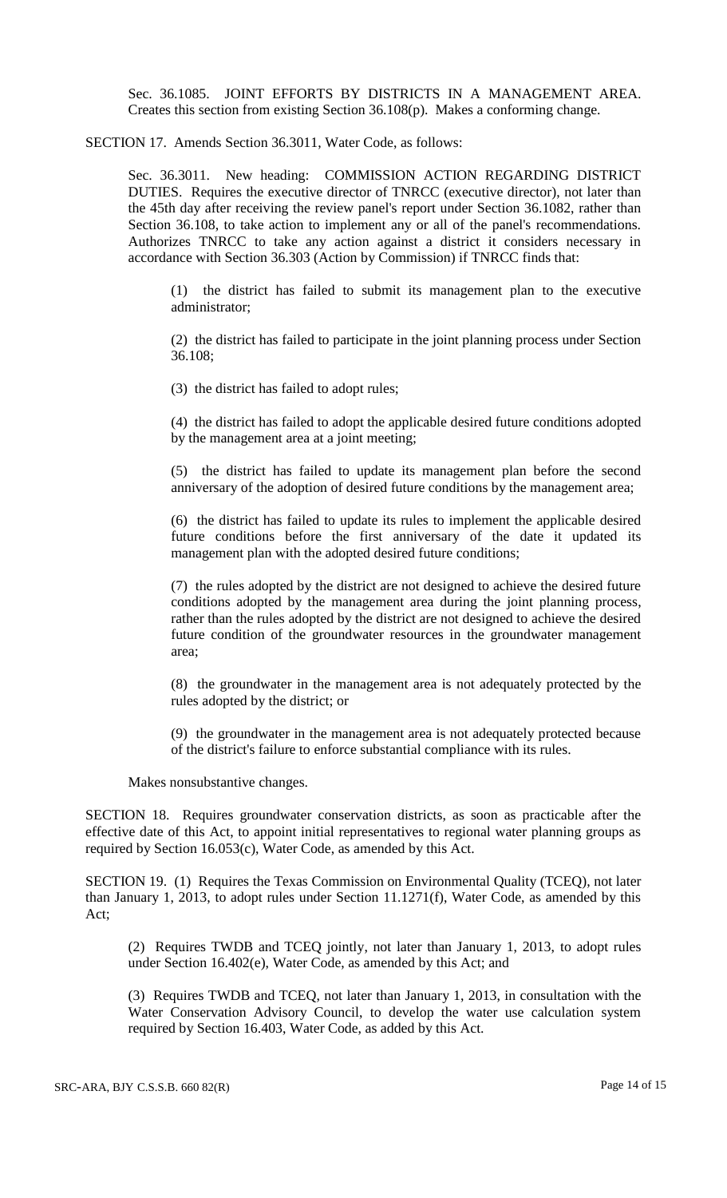Sec. 36.1085. JOINT EFFORTS BY DISTRICTS IN A MANAGEMENT AREA. Creates this section from existing Section 36.108(p). Makes a conforming change.

SECTION 17. Amends Section 36.3011, Water Code, as follows:

Sec. 36.3011. New heading: COMMISSION ACTION REGARDING DISTRICT DUTIES. Requires the executive director of TNRCC (executive director), not later than the 45th day after receiving the review panel's report under Section 36.1082, rather than Section 36.108, to take action to implement any or all of the panel's recommendations. Authorizes TNRCC to take any action against a district it considers necessary in accordance with Section 36.303 (Action by Commission) if TNRCC finds that:

(1) the district has failed to submit its management plan to the executive administrator;

(2) the district has failed to participate in the joint planning process under Section 36.108;

(3) the district has failed to adopt rules;

(4) the district has failed to adopt the applicable desired future conditions adopted by the management area at a joint meeting;

(5) the district has failed to update its management plan before the second anniversary of the adoption of desired future conditions by the management area;

(6) the district has failed to update its rules to implement the applicable desired future conditions before the first anniversary of the date it updated its management plan with the adopted desired future conditions;

(7) the rules adopted by the district are not designed to achieve the desired future conditions adopted by the management area during the joint planning process, rather than the rules adopted by the district are not designed to achieve the desired future condition of the groundwater resources in the groundwater management area;

(8) the groundwater in the management area is not adequately protected by the rules adopted by the district; or

(9) the groundwater in the management area is not adequately protected because of the district's failure to enforce substantial compliance with its rules.

Makes nonsubstantive changes.

SECTION 18. Requires groundwater conservation districts, as soon as practicable after the effective date of this Act, to appoint initial representatives to regional water planning groups as required by Section 16.053(c), Water Code, as amended by this Act.

SECTION 19. (1) Requires the Texas Commission on Environmental Quality (TCEQ), not later than January 1, 2013, to adopt rules under Section 11.1271(f), Water Code, as amended by this Act;

(2) Requires TWDB and TCEQ jointly, not later than January 1, 2013, to adopt rules under Section 16.402(e), Water Code, as amended by this Act; and

(3) Requires TWDB and TCEQ, not later than January 1, 2013, in consultation with the Water Conservation Advisory Council, to develop the water use calculation system required by Section 16.403, Water Code, as added by this Act.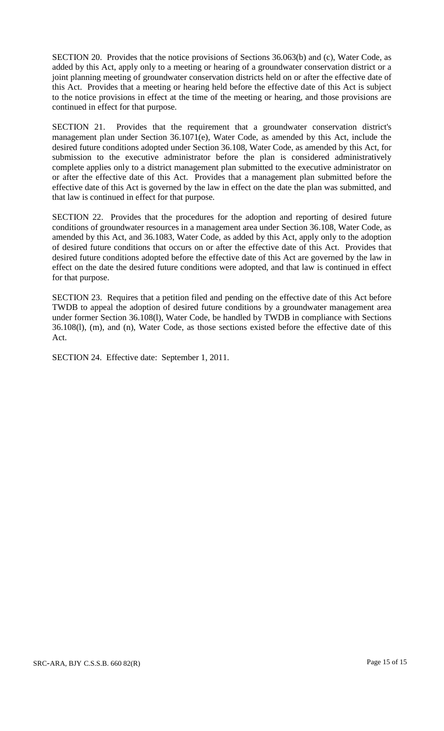SECTION 20. Provides that the notice provisions of Sections 36.063(b) and (c), Water Code, as added by this Act, apply only to a meeting or hearing of a groundwater conservation district or a joint planning meeting of groundwater conservation districts held on or after the effective date of this Act. Provides that a meeting or hearing held before the effective date of this Act is subject to the notice provisions in effect at the time of the meeting or hearing, and those provisions are continued in effect for that purpose.

SECTION 21. Provides that the requirement that a groundwater conservation district's management plan under Section 36.1071(e), Water Code, as amended by this Act, include the desired future conditions adopted under Section 36.108, Water Code, as amended by this Act, for submission to the executive administrator before the plan is considered administratively complete applies only to a district management plan submitted to the executive administrator on or after the effective date of this Act. Provides that a management plan submitted before the effective date of this Act is governed by the law in effect on the date the plan was submitted, and that law is continued in effect for that purpose.

SECTION 22. Provides that the procedures for the adoption and reporting of desired future conditions of groundwater resources in a management area under Section 36.108, Water Code, as amended by this Act, and 36.1083, Water Code, as added by this Act, apply only to the adoption of desired future conditions that occurs on or after the effective date of this Act. Provides that desired future conditions adopted before the effective date of this Act are governed by the law in effect on the date the desired future conditions were adopted, and that law is continued in effect for that purpose.

SECTION 23. Requires that a petition filed and pending on the effective date of this Act before TWDB to appeal the adoption of desired future conditions by a groundwater management area under former Section 36.108(l), Water Code, be handled by TWDB in compliance with Sections 36.108(l), (m), and (n), Water Code, as those sections existed before the effective date of this Act.

SECTION 24. Effective date: September 1, 2011.